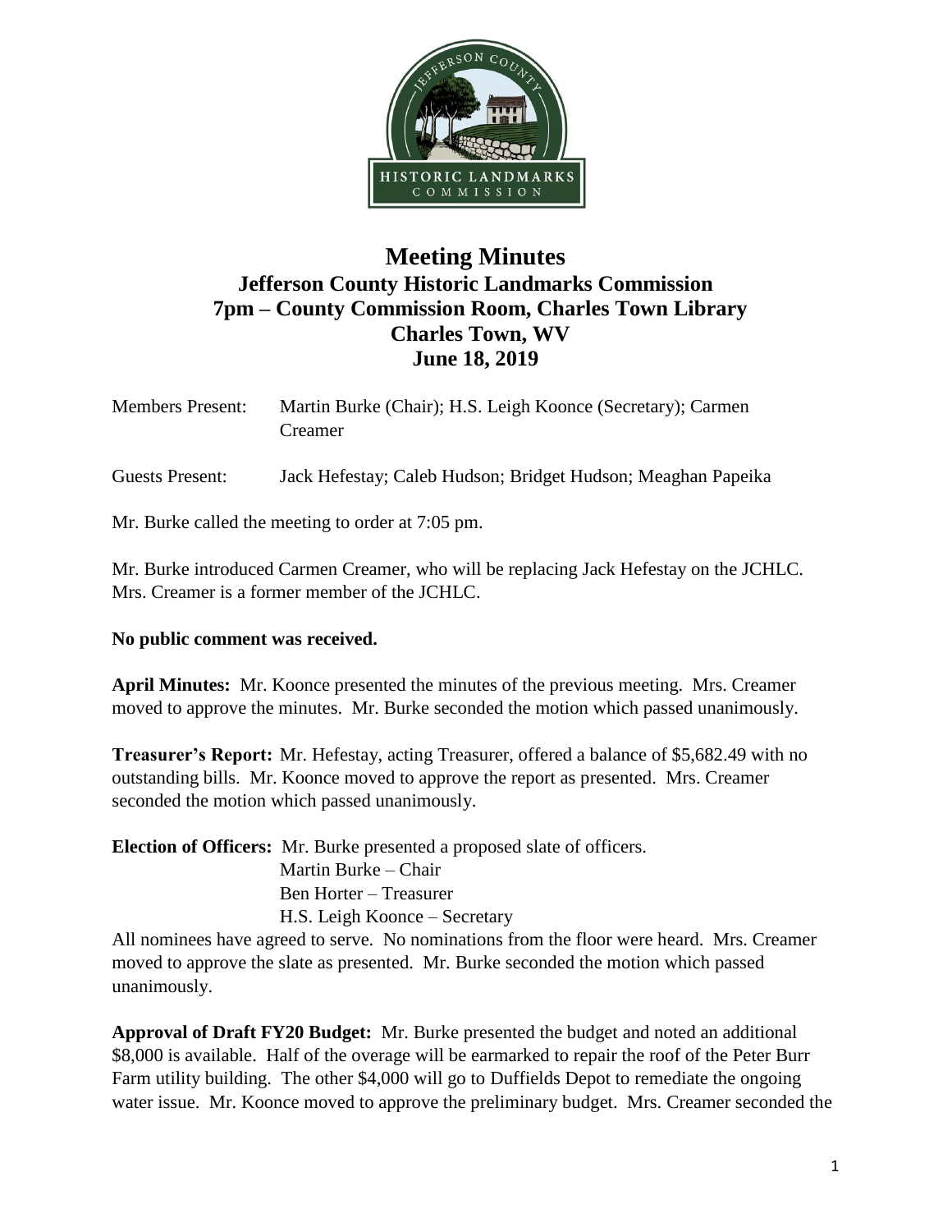# Meeting Minutes

## Jefferson County Historic Landmarks Commission
## 7pm – County Commission Room, Charles Town Library
## Charles Town, WV
## June 18, 2019

Members Present: Martin Burke (Chair); H.S. Leigh Koonce (Secretary); Carmen Creamer

Guests Present: Jack Hefestay; Caleb Hudson; Bridget Hudson; Meaghan Papeika

Mr. Burke called the meeting to order at 7:05 pm.

Mr. Burke introduced Carmen Creamer, who will be replacing Jack Hefestay on the JCHLC. Mrs. Creamer is a former member of the JCHLC.

**No public comment was received.**

**April Minutes:** Mr. Koonce presented the minutes of the previous meeting. Mrs. Creamer moved to approve the minutes. Mr. Burke seconded the motion which passed unanimously.

**Treasurer's Report:** Mr. Hefestay, acting Treasurer, offered a balance of $5,682.49 with no outstanding bills. Mr. Koonce moved to approve the report as presented. Mrs. Creamer seconded the motion which passed unanimously.

**Election of Officers:** Mr. Burke presented a proposed slate of officers.

Martin Burke – Chair
Ben Horter – Treasurer
H.S. Leigh Koonce – Secretary

All nominees have agreed to serve. No nominations from the floor were heard. Mrs. Creamer moved to approve the slate as presented. Mr. Burke seconded the motion which passed unanimously.

**Approval of Draft FY20 Budget:** Mr. Burke presented the budget and noted an additional $8,000 is available. Half of the overage will be earmarked to repair the roof of the Peter Burr Farm utility building. The other $4,000 will go to Duffields Depot to remediate the ongoing water issue. Mr. Koonce moved to approve the preliminary budget. Mrs. Creamer seconded the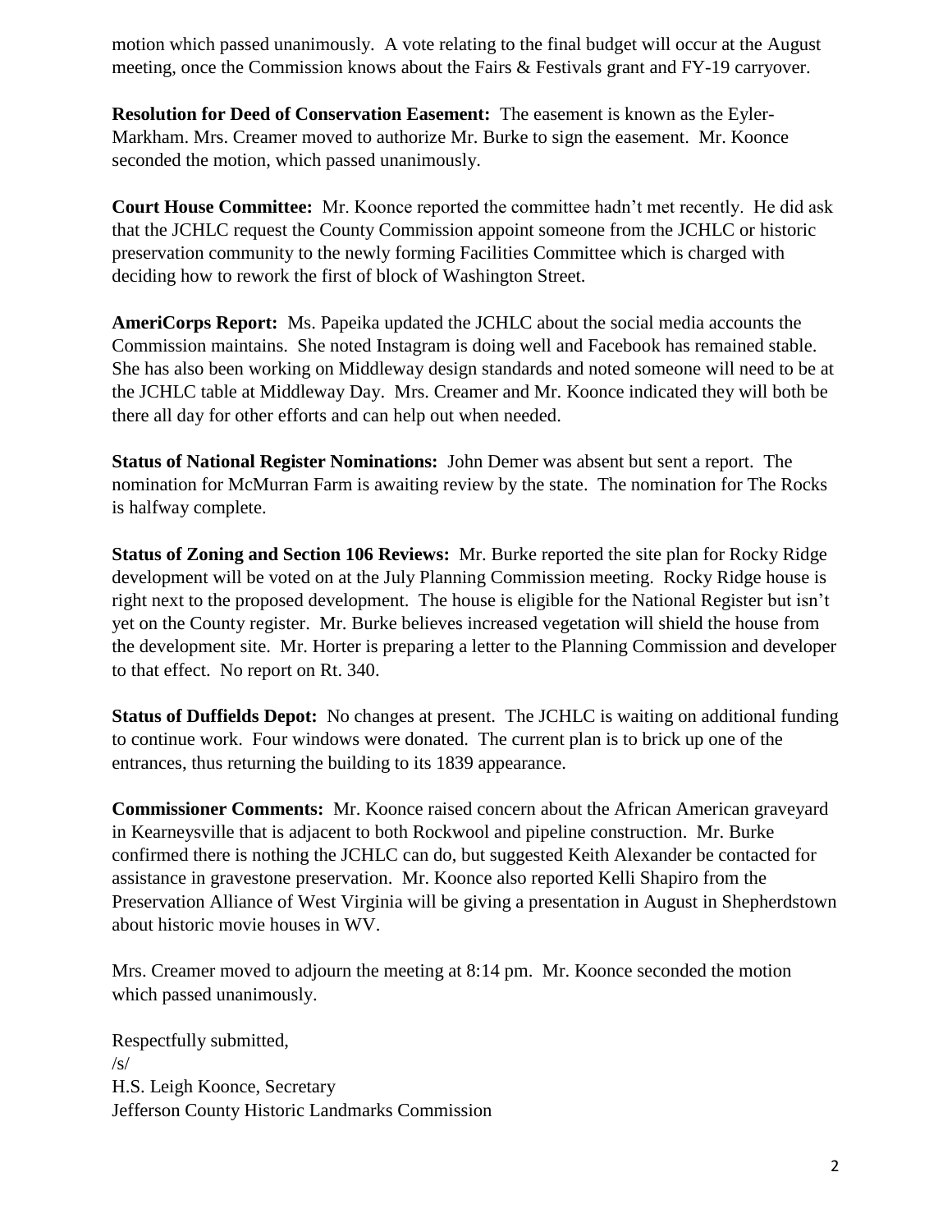motion which passed unanimously. A vote relating to the final budget will occur at the August meeting, once the Commission knows about the Fairs & Festivals grant and FY-19 carryover.

**Resolution for Deed of Conservation Easement:** The easement is known as the Eyler-Markham. Mrs. Creamer moved to authorize Mr. Burke to sign the easement. Mr. Koonce seconded the motion, which passed unanimously.

**Court House Committee:** Mr. Koonce reported the committee hadn't met recently. He did ask that the JCHLC request the County Commission appoint someone from the JCHLC or historic preservation community to the newly forming Facilities Committee which is charged with deciding how to rework the first of block of Washington Street.

**AmeriCorps Report:** Ms. Papeika updated the JCHLC about the social media accounts the Commission maintains. She noted Instagram is doing well and Facebook has remained stable. She has also been working on Middleway design standards and noted someone will need to be at the JCHLC table at Middleway Day. Mrs. Creamer and Mr. Koonce indicated they will both be there all day for other efforts and can help out when needed.

**Status of National Register Nominations:** John Demer was absent but sent a report. The nomination for McMurran Farm is awaiting review by the state. The nomination for The Rocks is halfway complete.

**Status of Zoning and Section 106 Reviews:** Mr. Burke reported the site plan for Rocky Ridge development will be voted on at the July Planning Commission meeting. Rocky Ridge house is right next to the proposed development. The house is eligible for the National Register but isn't yet on the County register. Mr. Burke believes increased vegetation will shield the house from the development site. Mr. Horter is preparing a letter to the Planning Commission and developer to that effect. No report on Rt. 340.

**Status of Duffields Depot:** No changes at present. The JCHLC is waiting on additional funding to continue work. Four windows were donated. The current plan is to brick up one of the entrances, thus returning the building to its 1839 appearance.

**Commissioner Comments:** Mr. Koonce raised concern about the African American graveyard in Kearneysville that is adjacent to both Rockwool and pipeline construction. Mr. Burke confirmed there is nothing the JCHLC can do, but suggested Keith Alexander be contacted for assistance in gravestone preservation. Mr. Koonce also reported Kelli Shapiro from the Preservation Alliance of West Virginia will be giving a presentation in August in Shepherdstown about historic movie houses in WV.

Mrs. Creamer moved to adjourn the meeting at 8:14 pm. Mr. Koonce seconded the motion which passed unanimously.

Respectfully submitted,  
/s/  
H.S. Leigh Koonce, Secretary  
Jefferson County Historic Landmarks Commission